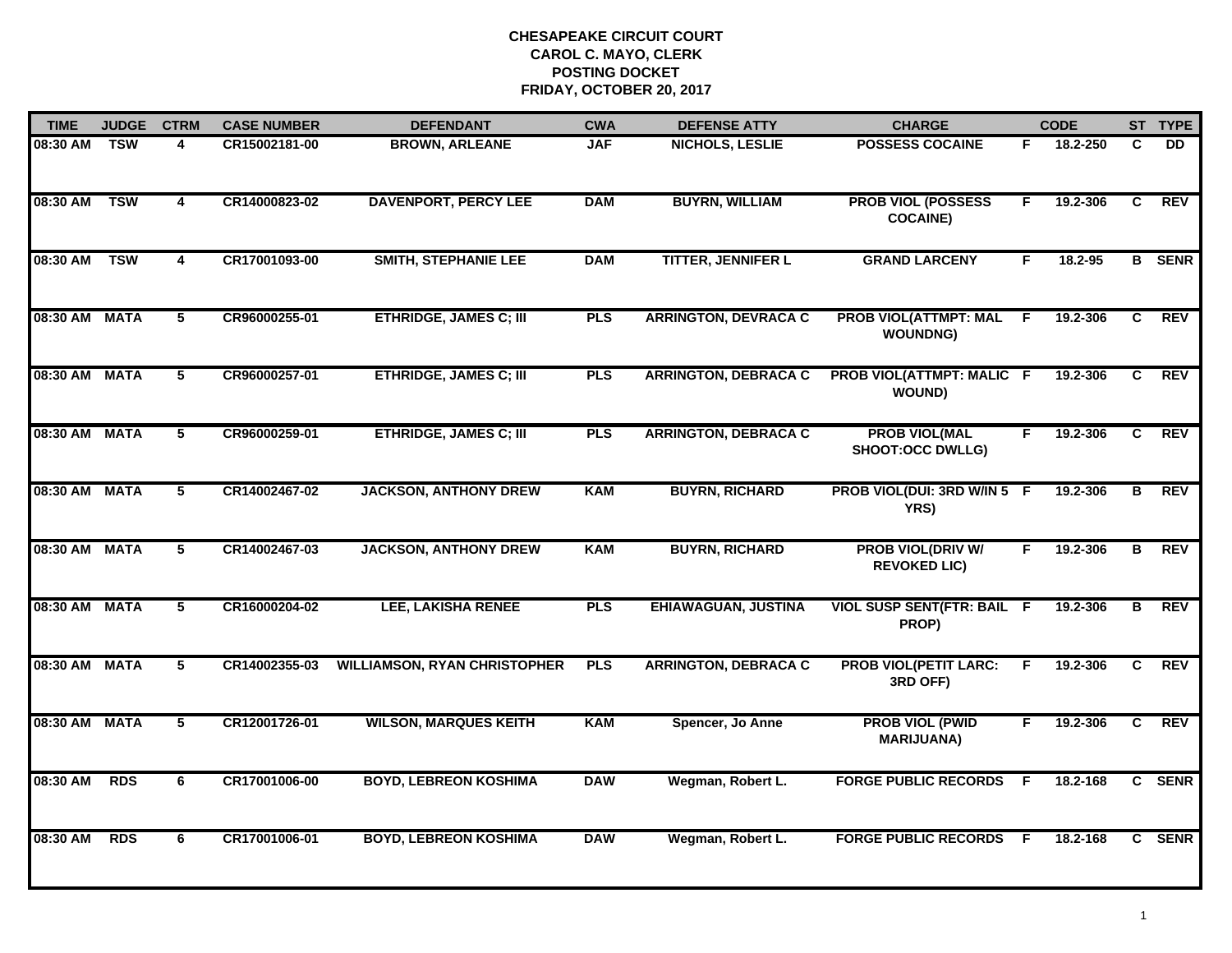**CHESAPEAKE CIRCUIT COURT**
**CAROL C. MAYO, CLERK**
**POSTING DOCKET**
**FRIDAY, OCTOBER 20, 2017**

| TIME | JUDGE | CTRM | CASE NUMBER | DEFENDANT | CWA | DEFENSE ATTY | CHARGE | | CODE | ST | TYPE |
|---|---|---|---|---|---|---|---|---|---|---|---|
| 08:30 AM | TSW | 4 | CR15002181-00 | BROWN, ARLEANE | JAF | NICHOLS, LESLIE | POSSESS COCAINE | F | 18.2-250 | C | DD |
| 08:30 AM | TSW | 4 | CR14000823-02 | DAVENPORT, PERCY LEE | DAM | BUYRN, WILLIAM | PROB VIOL (POSSESS COCAINE) | F | 19.2-306 | C | REV |
| 08:30 AM | TSW | 4 | CR17001093-00 | SMITH, STEPHANIE LEE | DAM | TITTER, JENNIFER L | GRAND LARCENY | F | 18.2-95 | B | SENR |
| 08:30 AM | MATA | 5 | CR96000255-01 | ETHRIDGE, JAMES C; III | PLS | ARRINGTON, DEVRACA C | PROB VIOL(ATTMPT: MAL WOUNDNG) | F | 19.2-306 | C | REV |
| 08:30 AM | MATA | 5 | CR96000257-01 | ETHRIDGE, JAMES C; III | PLS | ARRINGTON, DEBRACA C | PROB VIOL(ATTMPT: MALIC WOUND) | F | 19.2-306 | C | REV |
| 08:30 AM | MATA | 5 | CR96000259-01 | ETHRIDGE, JAMES C; III | PLS | ARRINGTON, DEBRACA C | PROB VIOL(MAL SHOOT:OCC DWLLG) | F | 19.2-306 | C | REV |
| 08:30 AM | MATA | 5 | CR14002467-02 | JACKSON, ANTHONY DREW | KAM | BUYRN, RICHARD | PROB VIOL(DUI: 3RD W/IN 5 YRS) | F | 19.2-306 | B | REV |
| 08:30 AM | MATA | 5 | CR14002467-03 | JACKSON, ANTHONY DREW | KAM | BUYRN, RICHARD | PROB VIOL(DRIV W/ REVOKED LIC) | F | 19.2-306 | B | REV |
| 08:30 AM | MATA | 5 | CR16000204-02 | LEE, LAKISHA RENEE | PLS | EHIAWAGUAN, JUSTINA | VIOL SUSP SENT(FTR: BAIL PROP) | F | 19.2-306 | B | REV |
| 08:30 AM | MATA | 5 | CR14002355-03 | WILLIAMSON, RYAN CHRISTOPHER | PLS | ARRINGTON, DEBRACA C | PROB VIOL(PETIT LARC: 3RD OFF) | F | 19.2-306 | C | REV |
| 08:30 AM | MATA | 5 | CR12001726-01 | WILSON, MARQUES KEITH | KAM | Spencer, Jo Anne | PROB VIOL (PWID MARIJUANA) | F | 19.2-306 | C | REV |
| 08:30 AM | RDS | 6 | CR17001006-00 | BOYD, LEBREON KOSHIMA | DAW | Wegman, Robert L. | FORGE PUBLIC RECORDS | F | 18.2-168 | C | SENR |
| 08:30 AM | RDS | 6 | CR17001006-01 | BOYD, LEBREON KOSHIMA | DAW | Wegman, Robert L. | FORGE PUBLIC RECORDS | F | 18.2-168 | C | SENR |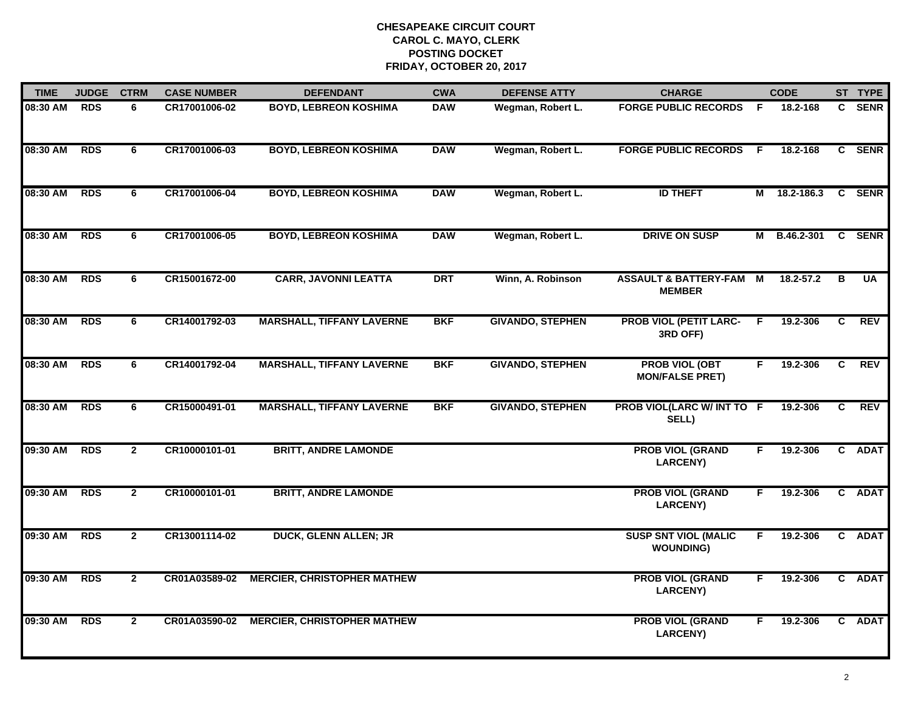**CHESAPEAKE CIRCUIT COURT**
**CAROL C. MAYO, CLERK**
**POSTING DOCKET**
**FRIDAY, OCTOBER 20, 2017**

| TIME | JUDGE | CTRM | CASE NUMBER | DEFENDANT | CWA | DEFENSE ATTY | CHARGE | | CODE | ST | TYPE |
|---|---|---|---|---|---|---|---|---|---|---|---|
| 08:30 AM | RDS | 6 | CR17001006-02 | BOYD, LEBREON KOSHIMA | DAW | Wegman, Robert L. | FORGE PUBLIC RECORDS | F | 18.2-168 | C | SENR |
| 08:30 AM | RDS | 6 | CR17001006-03 | BOYD, LEBREON KOSHIMA | DAW | Wegman, Robert L. | FORGE PUBLIC RECORDS | F | 18.2-168 | C | SENR |
| 08:30 AM | RDS | 6 | CR17001006-04 | BOYD, LEBREON KOSHIMA | DAW | Wegman, Robert L. | ID THEFT | M | 18.2-186.3 | C | SENR |
| 08:30 AM | RDS | 6 | CR17001006-05 | BOYD, LEBREON KOSHIMA | DAW | Wegman, Robert L. | DRIVE ON SUSP | M | B.46.2-301 | C | SENR |
| 08:30 AM | RDS | 6 | CR15001672-00 | CARR, JAVONNI LEATTA | DRT | Winn, A. Robinson | ASSAULT & BATTERY-FAM MEMBER | M | 18.2-57.2 | B | UA |
| 08:30 AM | RDS | 6 | CR14001792-03 | MARSHALL, TIFFANY LAVERNE | BKF | GIVANDO, STEPHEN | PROB VIOL (PETIT LARC-3RD OFF) | F | 19.2-306 | C | REV |
| 08:30 AM | RDS | 6 | CR14001792-04 | MARSHALL, TIFFANY LAVERNE | BKF | GIVANDO, STEPHEN | PROB VIOL (OBT MON/FALSE PRET) | F | 19.2-306 | C | REV |
| 08:30 AM | RDS | 6 | CR15000491-01 | MARSHALL, TIFFANY LAVERNE | BKF | GIVANDO, STEPHEN | PROB VIOL(LARC W/ INT TO SELL) | F | 19.2-306 | C | REV |
| 09:30 AM | RDS | 2 | CR10000101-01 | BRITT, ANDRE LAMONDE | | | PROB VIOL (GRAND LARCENY) | F | 19.2-306 | C | ADAT |
| 09:30 AM | RDS | 2 | CR10000101-01 | BRITT, ANDRE LAMONDE | | | PROB VIOL (GRAND LARCENY) | F | 19.2-306 | C | ADAT |
| 09:30 AM | RDS | 2 | CR13001114-02 | DUCK, GLENN ALLEN; JR | | | SUSP SNT VIOL (MALIC WOUNDING) | F | 19.2-306 | C | ADAT |
| 09:30 AM | RDS | 2 | CR01A03589-02 | MERCIER, CHRISTOPHER MATHEW | | | PROB VIOL (GRAND LARCENY) | F | 19.2-306 | C | ADAT |
| 09:30 AM | RDS | 2 | CR01A03590-02 | MERCIER, CHRISTOPHER MATHEW | | | PROB VIOL (GRAND LARCENY) | F | 19.2-306 | C | ADAT |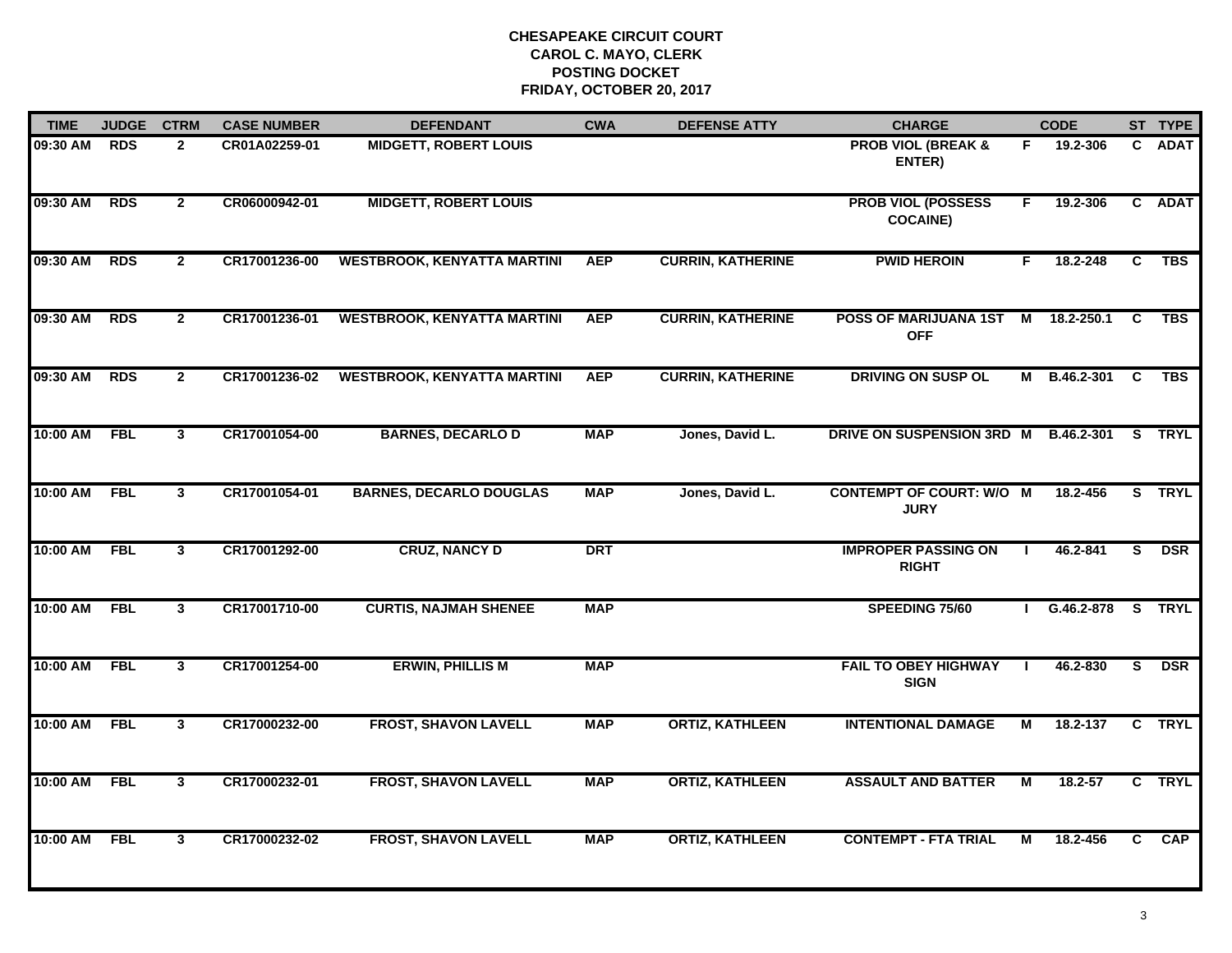**CHESAPEAKE CIRCUIT COURT**
**CAROL C. MAYO, CLERK**
**POSTING DOCKET**
**FRIDAY, OCTOBER 20, 2017**

| TIME | JUDGE | CTRM | CASE NUMBER | DEFENDANT | CWA | DEFENSE ATTY | CHARGE | | CODE | ST | TYPE |
|---|---|---|---|---|---|---|---|---|---|---|---|
| 09:30 AM | RDS | 2 | CR01A02259-01 | MIDGETT, ROBERT LOUIS | | | PROB VIOL (BREAK & ENTER) | F | 19.2-306 | C | ADAT |
| 09:30 AM | RDS | 2 | CR06000942-01 | MIDGETT, ROBERT LOUIS | | | PROB VIOL (POSSESS COCAINE) | F | 19.2-306 | C | ADAT |
| 09:30 AM | RDS | 2 | CR17001236-00 | WESTBROOK, KENYATTA MARTINI | AEP | CURRIN, KATHERINE | PWID HEROIN | F | 18.2-248 | C | TBS |
| 09:30 AM | RDS | 2 | CR17001236-01 | WESTBROOK, KENYATTA MARTINI | AEP | CURRIN, KATHERINE | POSS OF MARIJUANA 1ST OFF | M | 18.2-250.1 | C | TBS |
| 09:30 AM | RDS | 2 | CR17001236-02 | WESTBROOK, KENYATTA MARTINI | AEP | CURRIN, KATHERINE | DRIVING ON SUSP OL | M | B.46.2-301 | C | TBS |
| 10:00 AM | FBL | 3 | CR17001054-00 | BARNES, DECARLO D | MAP | Jones, David L. | DRIVE ON SUSPENSION 3RD | M | B.46.2-301 | S | TRYL |
| 10:00 AM | FBL | 3 | CR17001054-01 | BARNES, DECARLO DOUGLAS | MAP | Jones, David L. | CONTEMPT OF COURT: W/O JURY | M | 18.2-456 | S | TRYL |
| 10:00 AM | FBL | 3 | CR17001292-00 | CRUZ, NANCY D | DRT | | IMPROPER PASSING ON RIGHT | I | 46.2-841 | S | DSR |
| 10:00 AM | FBL | 3 | CR17001710-00 | CURTIS, NAJMAH SHENEE | MAP | | SPEEDING 75/60 | I | G.46.2-878 | S | TRYL |
| 10:00 AM | FBL | 3 | CR17001254-00 | ERWIN, PHILLIS M | MAP | | FAIL TO OBEY HIGHWAY SIGN | I | 46.2-830 | S | DSR |
| 10:00 AM | FBL | 3 | CR17000232-00 | FROST, SHAVON LAVELL | MAP | ORTIZ, KATHLEEN | INTENTIONAL DAMAGE | M | 18.2-137 | C | TRYL |
| 10:00 AM | FBL | 3 | CR17000232-01 | FROST, SHAVON LAVELL | MAP | ORTIZ, KATHLEEN | ASSAULT AND BATTER | M | 18.2-57 | C | TRYL |
| 10:00 AM | FBL | 3 | CR17000232-02 | FROST, SHAVON LAVELL | MAP | ORTIZ, KATHLEEN | CONTEMPT - FTA TRIAL | M | 18.2-456 | C | CAP |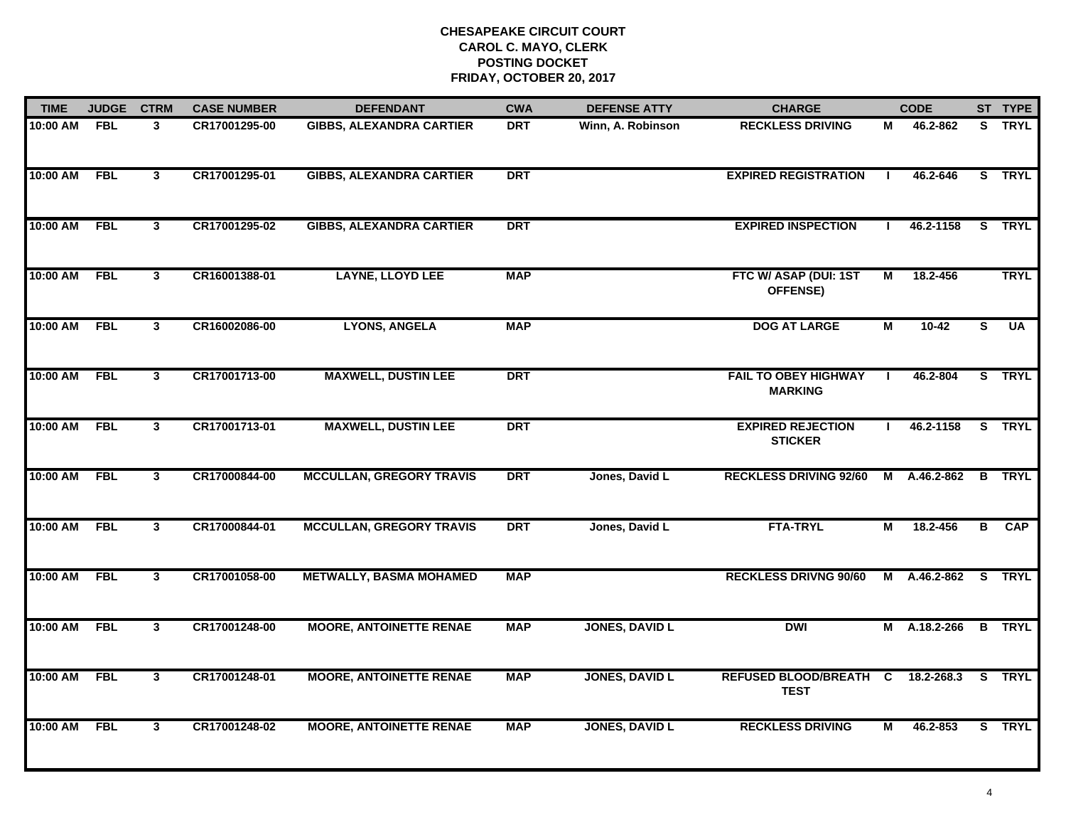# CHESAPEAKE CIRCUIT COURT
## CAROL C. MAYO, CLERK
## POSTING DOCKET
## FRIDAY, OCTOBER 20, 2017

| TIME | JUDGE | CTRM | CASE NUMBER | DEFENDANT | CWA | DEFENSE ATTY | CHARGE | | CODE | ST | TYPE |
|---|---|---|---|---|---|---|---|---|---|---|---|
| 10:00 AM | FBL | 3 | CR17001295-00 | GIBBS, ALEXANDRA CARTIER | DRT | Winn, A. Robinson | RECKLESS DRIVING | M | 46.2-862 | S | TRYL |
| 10:00 AM | FBL | 3 | CR17001295-01 | GIBBS, ALEXANDRA CARTIER | DRT | | EXPIRED REGISTRATION | I | 46.2-646 | S | TRYL |
| 10:00 AM | FBL | 3 | CR17001295-02 | GIBBS, ALEXANDRA CARTIER | DRT | | EXPIRED INSPECTION | I | 46.2-1158 | S | TRYL |
| 10:00 AM | FBL | 3 | CR16001388-01 | LAYNE, LLOYD LEE | MAP | | FTC W/ ASAP (DUI: 1ST OFFENSE) | M | 18.2-456 | | TRYL |
| 10:00 AM | FBL | 3 | CR16002086-00 | LYONS, ANGELA | MAP | | DOG AT LARGE | M | 10-42 | S | UA |
| 10:00 AM | FBL | 3 | CR17001713-00 | MAXWELL, DUSTIN LEE | DRT | | FAIL TO OBEY HIGHWAY MARKING | I | 46.2-804 | S | TRYL |
| 10:00 AM | FBL | 3 | CR17001713-01 | MAXWELL, DUSTIN LEE | DRT | | EXPIRED REJECTION STICKER | I | 46.2-1158 | S | TRYL |
| 10:00 AM | FBL | 3 | CR17000844-00 | MCCULLAN, GREGORY TRAVIS | DRT | Jones, David L | RECKLESS DRIVING 92/60 | M | A.46.2-862 | B | TRYL |
| 10:00 AM | FBL | 3 | CR17000844-01 | MCCULLAN, GREGORY TRAVIS | DRT | Jones, David L | FTA-TRYL | M | 18.2-456 | B | CAP |
| 10:00 AM | FBL | 3 | CR17001058-00 | METWALLY, BASMA MOHAMED | MAP | | RECKLESS DRIVNG 90/60 | M | A.46.2-862 | S | TRYL |
| 10:00 AM | FBL | 3 | CR17001248-00 | MOORE, ANTOINETTE RENAE | MAP | JONES, DAVID L | DWI | M | A.18.2-266 | B | TRYL |
| 10:00 AM | FBL | 3 | CR17001248-01 | MOORE, ANTOINETTE RENAE | MAP | JONES, DAVID L | REFUSED BLOOD/BREATH TEST | C | 18.2-268.3 | S | TRYL |
| 10:00 AM | FBL | 3 | CR17001248-02 | MOORE, ANTOINETTE RENAE | MAP | JONES, DAVID L | RECKLESS DRIVING | M | 46.2-853 | S | TRYL |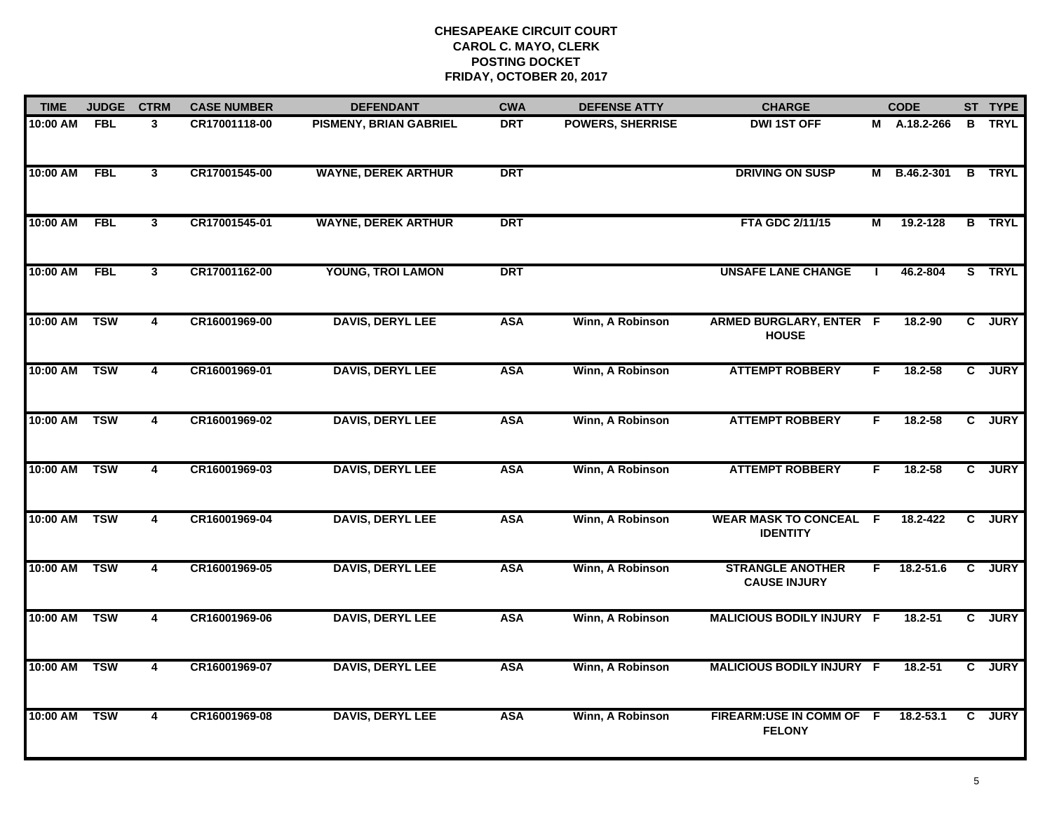**CHESAPEAKE CIRCUIT COURT**
**CAROL C. MAYO, CLERK**
**POSTING DOCKET**
**FRIDAY, OCTOBER 20, 2017**

| TIME | JUDGE | CTRM | CASE NUMBER | DEFENDANT | CWA | DEFENSE ATTY | CHARGE | | CODE | ST | TYPE |
|---|---|---|---|---|---|---|---|---|---|---|---|
| 10:00 AM | FBL | 3 | CR17001118-00 | PISMENY, BRIAN GABRIEL | DRT | POWERS, SHERRISE | DWI 1ST OFF | M | A.18.2-266 | B | TRYL |
| 10:00 AM | FBL | 3 | CR17001545-00 | WAYNE, DEREK ARTHUR | DRT | | DRIVING ON SUSP | M | B.46.2-301 | B | TRYL |
| 10:00 AM | FBL | 3 | CR17001545-01 | WAYNE, DEREK ARTHUR | DRT | | FTA GDC 2/11/15 | M | 19.2-128 | B | TRYL |
| 10:00 AM | FBL | 3 | CR17001162-00 | YOUNG, TROI LAMON | DRT | | UNSAFE LANE CHANGE | I | 46.2-804 | S | TRYL |
| 10:00 AM | TSW | 4 | CR16001969-00 | DAVIS, DERYL LEE | ASA | Winn, A Robinson | ARMED BURGLARY, ENTER HOUSE | F | 18.2-90 | C | JURY |
| 10:00 AM | TSW | 4 | CR16001969-01 | DAVIS, DERYL LEE | ASA | Winn, A Robinson | ATTEMPT ROBBERY | F | 18.2-58 | C | JURY |
| 10:00 AM | TSW | 4 | CR16001969-02 | DAVIS, DERYL LEE | ASA | Winn, A Robinson | ATTEMPT ROBBERY | F | 18.2-58 | C | JURY |
| 10:00 AM | TSW | 4 | CR16001969-03 | DAVIS, DERYL LEE | ASA | Winn, A Robinson | ATTEMPT ROBBERY | F | 18.2-58 | C | JURY |
| 10:00 AM | TSW | 4 | CR16001969-04 | DAVIS, DERYL LEE | ASA | Winn, A Robinson | WEAR MASK TO CONCEAL IDENTITY | F | 18.2-422 | C | JURY |
| 10:00 AM | TSW | 4 | CR16001969-05 | DAVIS, DERYL LEE | ASA | Winn, A Robinson | STRANGLE ANOTHER CAUSE INJURY | F | 18.2-51.6 | C | JURY |
| 10:00 AM | TSW | 4 | CR16001969-06 | DAVIS, DERYL LEE | ASA | Winn, A Robinson | MALICIOUS BODILY INJURY | F | 18.2-51 | C | JURY |
| 10:00 AM | TSW | 4 | CR16001969-07 | DAVIS, DERYL LEE | ASA | Winn, A Robinson | MALICIOUS BODILY INJURY | F | 18.2-51 | C | JURY |
| 10:00 AM | TSW | 4 | CR16001969-08 | DAVIS, DERYL LEE | ASA | Winn, A Robinson | FIREARM:USE IN COMM OF FELONY | F | 18.2-53.1 | C | JURY |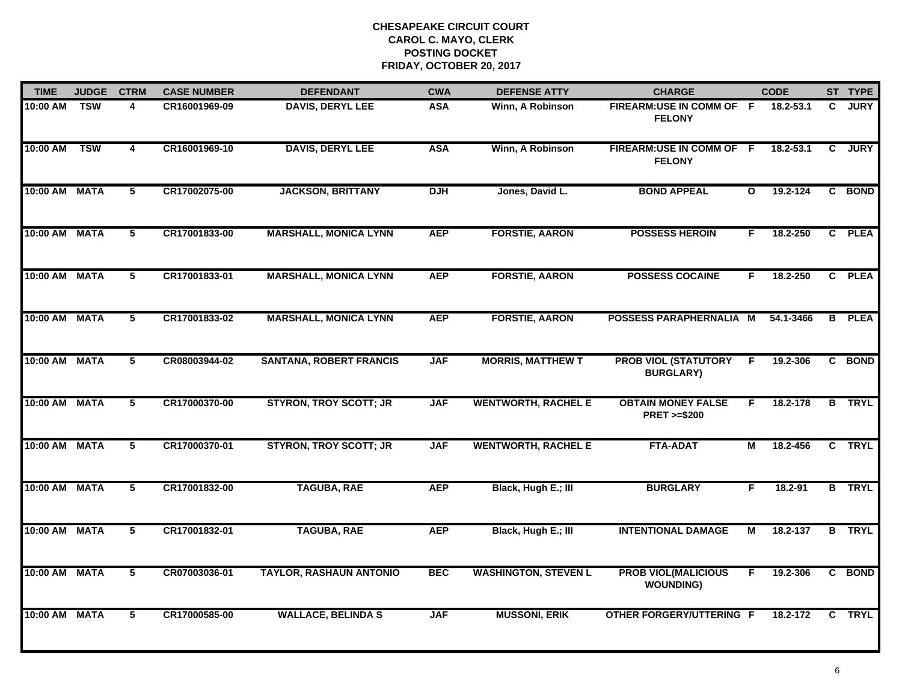# CHESAPEAKE CIRCUIT COURT
## CAROL C. MAYO, CLERK
## POSTING DOCKET
## FRIDAY, OCTOBER 20, 2017

| TIME | JUDGE | CTRM | CASE NUMBER | DEFENDANT | CWA | DEFENSE ATTY | CHARGE | | CODE | ST | TYPE |
|---|---|---|---|---|---|---|---|---|---|---|---|
| 10:00 AM | TSW | 4 | CR16001969-09 | DAVIS, DERYL LEE | ASA | Winn, A Robinson | FIREARM:USE IN COMM OF FELONY | F | 18.2-53.1 | C | JURY |
| 10:00 AM | TSW | 4 | CR16001969-10 | DAVIS, DERYL LEE | ASA | Winn, A Robinson | FIREARM:USE IN COMM OF FELONY | F | 18.2-53.1 | C | JURY |
| 10:00 AM | MATA | 5 | CR17002075-00 | JACKSON, BRITTANY | DJH | Jones, David L. | BOND APPEAL | O | 19.2-124 | C | BOND |
| 10:00 AM | MATA | 5 | CR17001833-00 | MARSHALL, MONICA LYNN | AEP | FORSTIE, AARON | POSSESS HEROIN | F | 18.2-250 | C | PLEA |
| 10:00 AM | MATA | 5 | CR17001833-01 | MARSHALL, MONICA LYNN | AEP | FORSTIE, AARON | POSSESS COCAINE | F | 18.2-250 | C | PLEA |
| 10:00 AM | MATA | 5 | CR17001833-02 | MARSHALL, MONICA LYNN | AEP | FORSTIE, AARON | POSSESS PARAPHERNALIA | M | 54.1-3466 | B | PLEA |
| 10:00 AM | MATA | 5 | CR08003944-02 | SANTANA, ROBERT FRANCIS | JAF | MORRIS, MATTHEW T | PROB VIOL (STATUTORY BURGLARY) | F | 19.2-306 | C | BOND |
| 10:00 AM | MATA | 5 | CR17000370-00 | STYRON, TROY SCOTT; JR | JAF | WENTWORTH, RACHEL E | OBTAIN MONEY FALSE PRET >=$200 | F | 18.2-178 | B | TRYL |
| 10:00 AM | MATA | 5 | CR17000370-01 | STYRON, TROY SCOTT; JR | JAF | WENTWORTH, RACHEL E | FTA-ADAT | M | 18.2-456 | C | TRYL |
| 10:00 AM | MATA | 5 | CR17001832-00 | TAGUBA, RAE | AEP | Black, Hugh E.; III | BURGLARY | F | 18.2-91 | B | TRYL |
| 10:00 AM | MATA | 5 | CR17001832-01 | TAGUBA, RAE | AEP | Black, Hugh E.; III | INTENTIONAL DAMAGE | M | 18.2-137 | B | TRYL |
| 10:00 AM | MATA | 5 | CR07003036-01 | TAYLOR, RASHAUN ANTONIO | BEC | WASHINGTON, STEVEN L | PROB VIOL(MALICIOUS WOUNDING) | F | 19.2-306 | C | BOND |
| 10:00 AM | MATA | 5 | CR17000585-00 | WALLACE, BELINDA S | JAF | MUSSONI, ERIK | OTHER FORGERY/UTTERING | F | 18.2-172 | C | TRYL |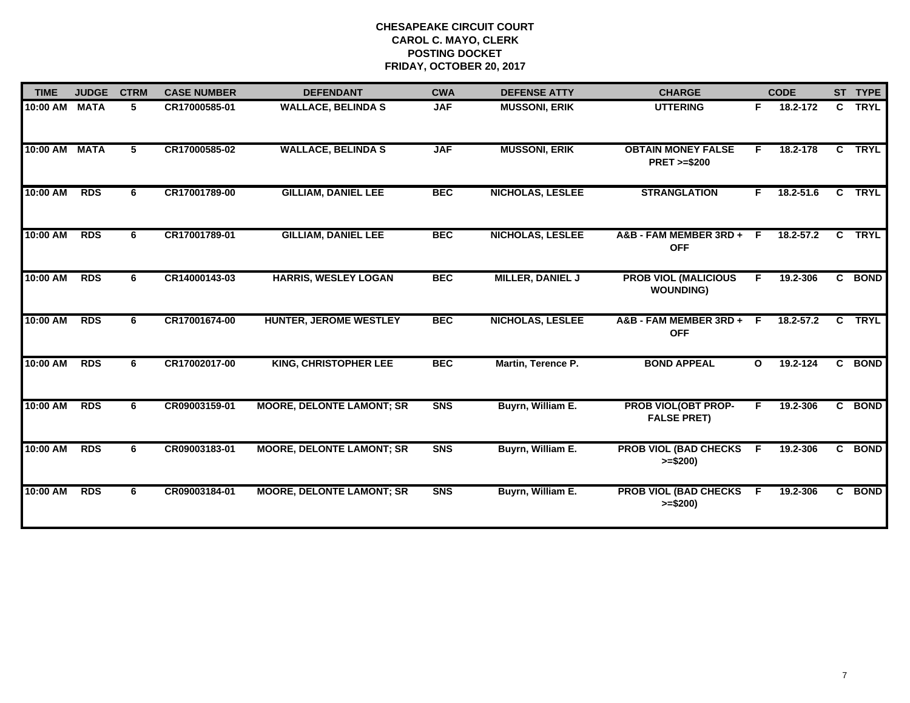# CHESAPEAKE CIRCUIT COURT
## CAROL C. MAYO, CLERK
## POSTING DOCKET
## FRIDAY, OCTOBER 20, 2017

| TIME | JUDGE | CTRM | CASE NUMBER | DEFENDANT | CWA | DEFENSE ATTY | CHARGE | | CODE | ST | TYPE |
|---|---|---|---|---|---|---|---|---|---|---|---|
| 10:00 AM | MATA | 5 | CR17000585-01 | WALLACE, BELINDA S | JAF | MUSSONI, ERIK | UTTERING | F | 18.2-172 | C | TRYL |
| 10:00 AM | MATA | 5 | CR17000585-02 | WALLACE, BELINDA S | JAF | MUSSONI, ERIK | OBTAIN MONEY FALSE PRET >=$200 | F | 18.2-178 | C | TRYL |
| 10:00 AM | RDS | 6 | CR17001789-00 | GILLIAM, DANIEL LEE | BEC | NICHOLAS, LESLEE | STRANGLATION | F | 18.2-51.6 | C | TRYL |
| 10:00 AM | RDS | 6 | CR17001789-01 | GILLIAM, DANIEL LEE | BEC | NICHOLAS, LESLEE | A&B - FAM MEMBER 3RD + OFF | F | 18.2-57.2 | C | TRYL |
| 10:00 AM | RDS | 6 | CR14000143-03 | HARRIS, WESLEY LOGAN | BEC | MILLER, DANIEL J | PROB VIOL (MALICIOUS WOUNDING) | F | 19.2-306 | C | BOND |
| 10:00 AM | RDS | 6 | CR17001674-00 | HUNTER, JEROME WESTLEY | BEC | NICHOLAS, LESLEE | A&B - FAM MEMBER 3RD + OFF | F | 18.2-57.2 | C | TRYL |
| 10:00 AM | RDS | 6 | CR17002017-00 | KING, CHRISTOPHER LEE | BEC | Martin, Terence P. | BOND APPEAL | O | 19.2-124 | C | BOND |
| 10:00 AM | RDS | 6 | CR09003159-01 | MOORE, DELONTE LAMONT; SR | SNS | Buyrn, William E. | PROB VIOL(OBT PROP-FALSE PRET) | F | 19.2-306 | C | BOND |
| 10:00 AM | RDS | 6 | CR09003183-01 | MOORE, DELONTE LAMONT; SR | SNS | Buyrn, William E. | PROB VIOL (BAD CHECKS >=$200) | F | 19.2-306 | C | BOND |
| 10:00 AM | RDS | 6 | CR09003184-01 | MOORE, DELONTE LAMONT; SR | SNS | Buyrn, William E. | PROB VIOL (BAD CHECKS >=$200) | F | 19.2-306 | C | BOND |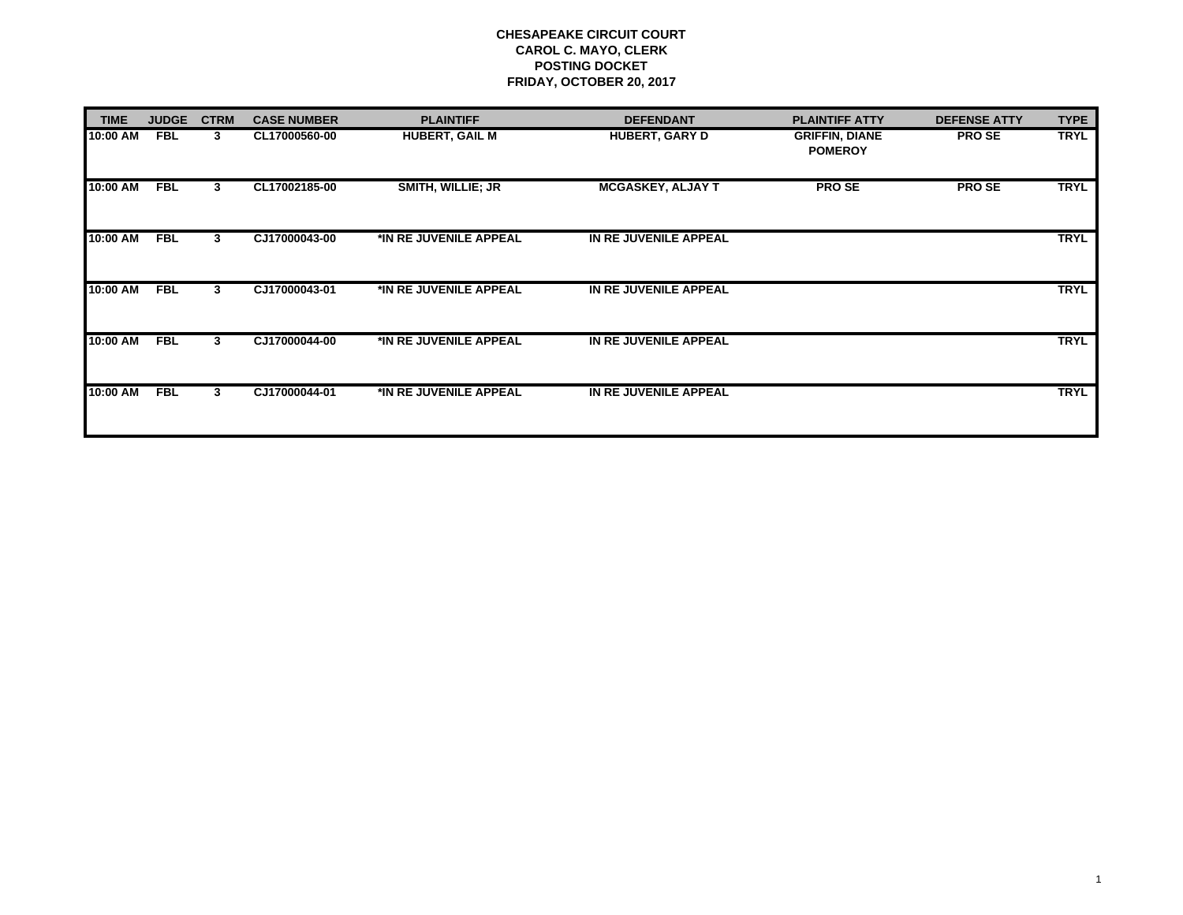**CHESAPEAKE CIRCUIT COURT**
**CAROL C. MAYO, CLERK**
**POSTING DOCKET**
**FRIDAY, OCTOBER 20, 2017**

| TIME | JUDGE | CTRM | CASE NUMBER | PLAINTIFF | DEFENDANT | PLAINTIFF ATTY | DEFENSE ATTY | TYPE |
|---|---|---|---|---|---|---|---|---|
| 10:00 AM | FBL | 3 | CL17000560-00 | HUBERT, GAIL M | HUBERT, GARY D | GRIFFIN, DIANE POMEROY | PRO SE | TRYL |
| 10:00 AM | FBL | 3 | CL17002185-00 | SMITH, WILLIE; JR | MCGASKEY, ALJAY T | PRO SE | PRO SE | TRYL |
| 10:00 AM | FBL | 3 | CJ17000043-00 | *IN RE JUVENILE APPEAL | IN RE JUVENILE APPEAL | | | TRYL |
| 10:00 AM | FBL | 3 | CJ17000043-01 | *IN RE JUVENILE APPEAL | IN RE JUVENILE APPEAL | | | TRYL |
| 10:00 AM | FBL | 3 | CJ17000044-00 | *IN RE JUVENILE APPEAL | IN RE JUVENILE APPEAL | | | TRYL |
| 10:00 AM | FBL | 3 | CJ17000044-01 | *IN RE JUVENILE APPEAL | IN RE JUVENILE APPEAL | | | TRYL |